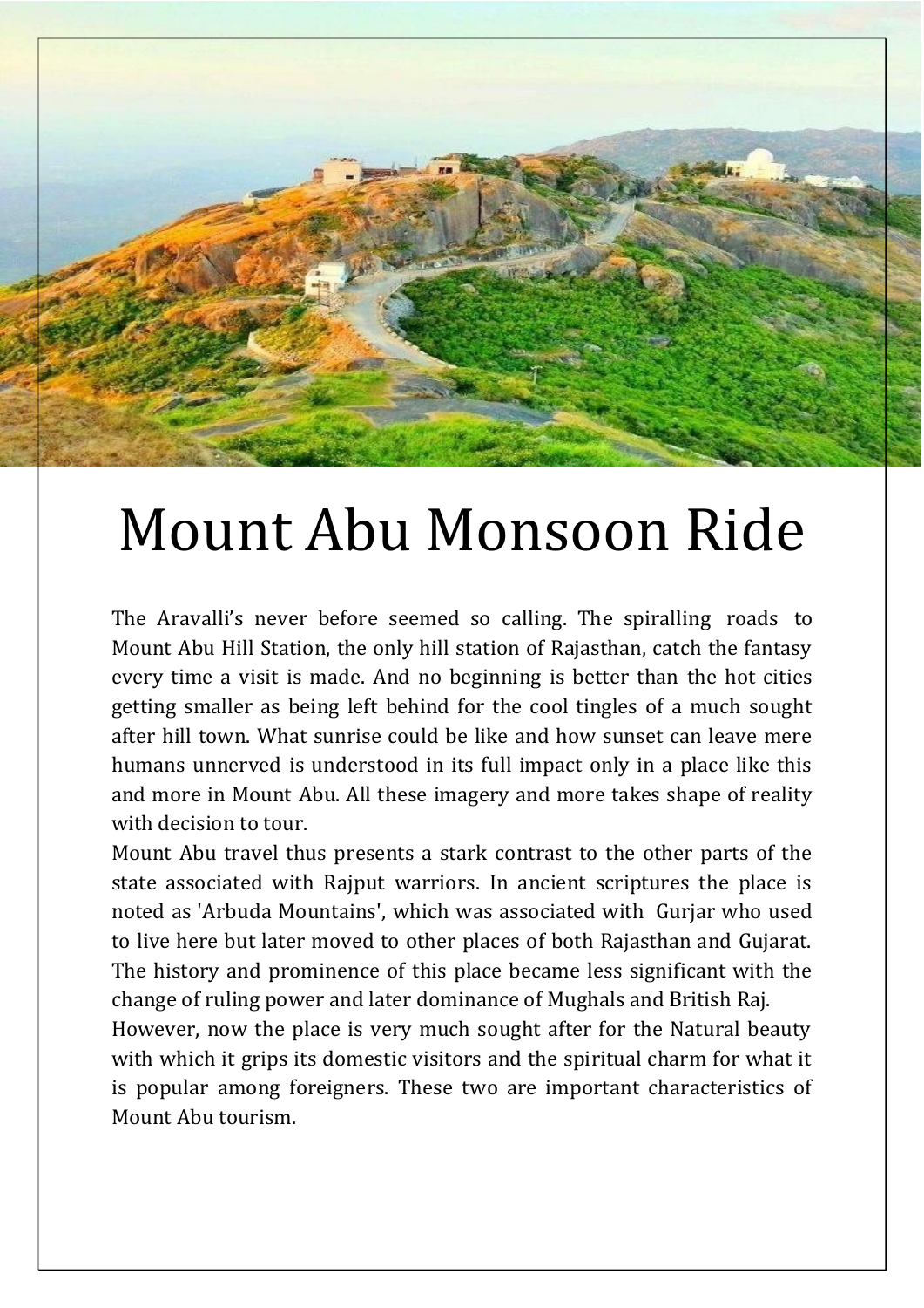# Mount Abu Monsoon Ride

The Aravalli's never before seemed so calling. The spiralling roads to Mount Abu Hill Station, the only hill station of Rajasthan, catch the fantasy every time a visit is made. And no beginning is better than the hot cities getting smaller as being left behind for the cool tingles of a much sought after hill town. What sunrise could be like and how sunset can leave mere humans unnerved is understood in its full impact only in a place like this and more in Mount Abu. All these imagery and more takes shape of reality with decision to tour.

Mount Abu travel thus presents a stark contrast to the other parts of the state associated with Rajput warriors. In ancient scriptures the place is noted as 'Arbuda Mountains', which was associated with Gurjar who used to live here but later moved to other places of both Rajasthan and Gujarat. The history and prominence of this place became less significant with the change of ruling power and later dominance of Mughals and British Raj.

However, now the place is very much sought after for the Natural beauty with which it grips its domestic visitors and the spiritual charm for what it is popular among foreigners. These two are important characteristics of Mount Abu tourism.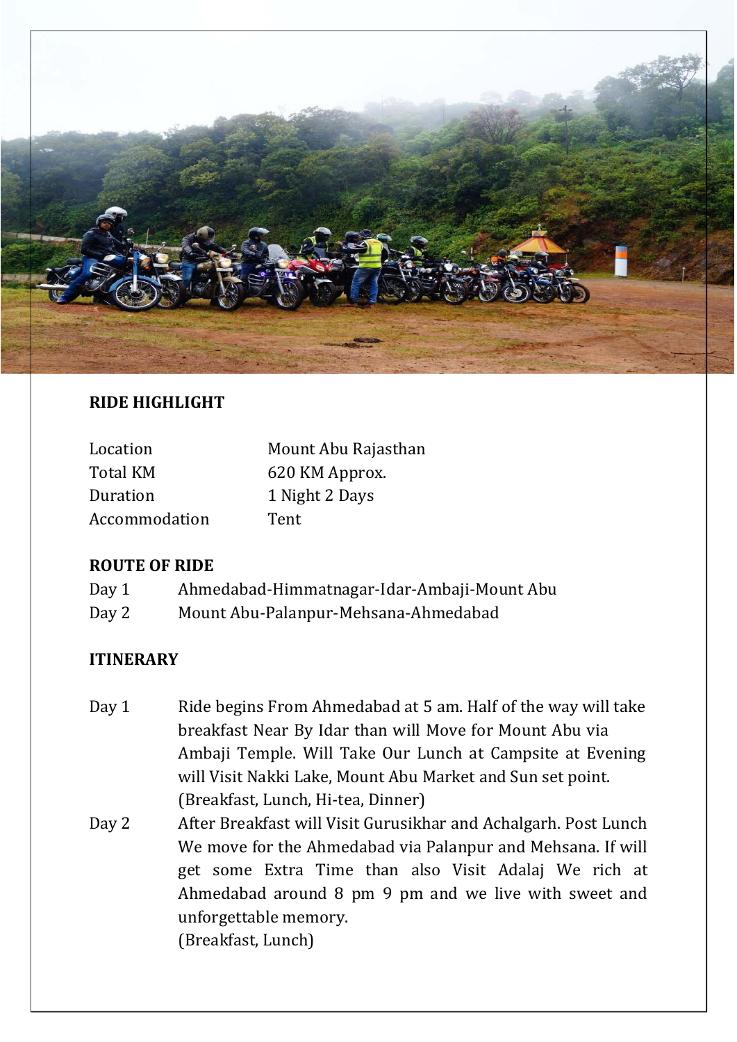## RIDE HIGHLIGHT

| | |
|---|---|
| Location | Mount Abu Rajasthan |
| Total KM | 620 KM Approx. |
| Duration | 1 Night 2 Days |
| Accommodation | Tent |

## ROUTE OF RIDE

| | |
|---|---|
| Day 1 | Ahmedabad-Himmatnagar-Idar-Ambaji-Mount Abu |
| Day 2 | Mount Abu-Palanpur-Mehsana-Ahmedabad |

## ITINERARY

**Day 1** Ride begins From Ahmedabad at 5 am. Half of the way will take breakfast Near By Idar than will Move for Mount Abu via Ambaji Temple. Will Take Our Lunch at Campsite at Evening will Visit Nakki Lake, Mount Abu Market and Sun set point.
(Breakfast, Lunch, Hi-tea, Dinner)

**Day 2** After Breakfast will Visit Gurusikhar and Achalgarh. Post Lunch We move for the Ahmedabad via Palanpur and Mehsana. If will get some Extra Time than also Visit Adalaj We rich at Ahmedabad around 8 pm 9 pm and we live with sweet and unforgettable memory.
(Breakfast, Lunch)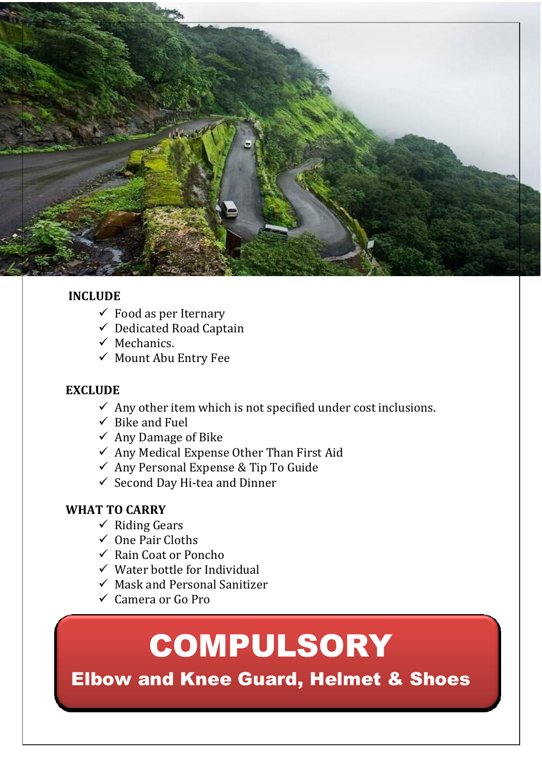**INCLUDE**

- ✓ Food as per Iternary
- ✓ Dedicated Road Captain
- ✓ Mechanics.
- ✓ Mount Abu Entry Fee

**EXCLUDE**

- ✓ Any other item which is not specified under cost inclusions.
- ✓ Bike and Fuel
- ✓ Any Damage of Bike
- ✓ Any Medical Expense Other Than First Aid
- ✓ Any Personal Expense & Tip To Guide
- ✓ Second Day Hi-tea and Dinner

**WHAT TO CARRY**

- ✓ Riding Gears
- ✓ One Pair Cloths
- ✓ Rain Coat or Poncho
- ✓ Water bottle for Individual
- ✓ Mask and Personal Sanitizer
- ✓ Camera or Go Pro

# COMPULSORY

**Elbow and Knee Guard, Helmet & Shoes**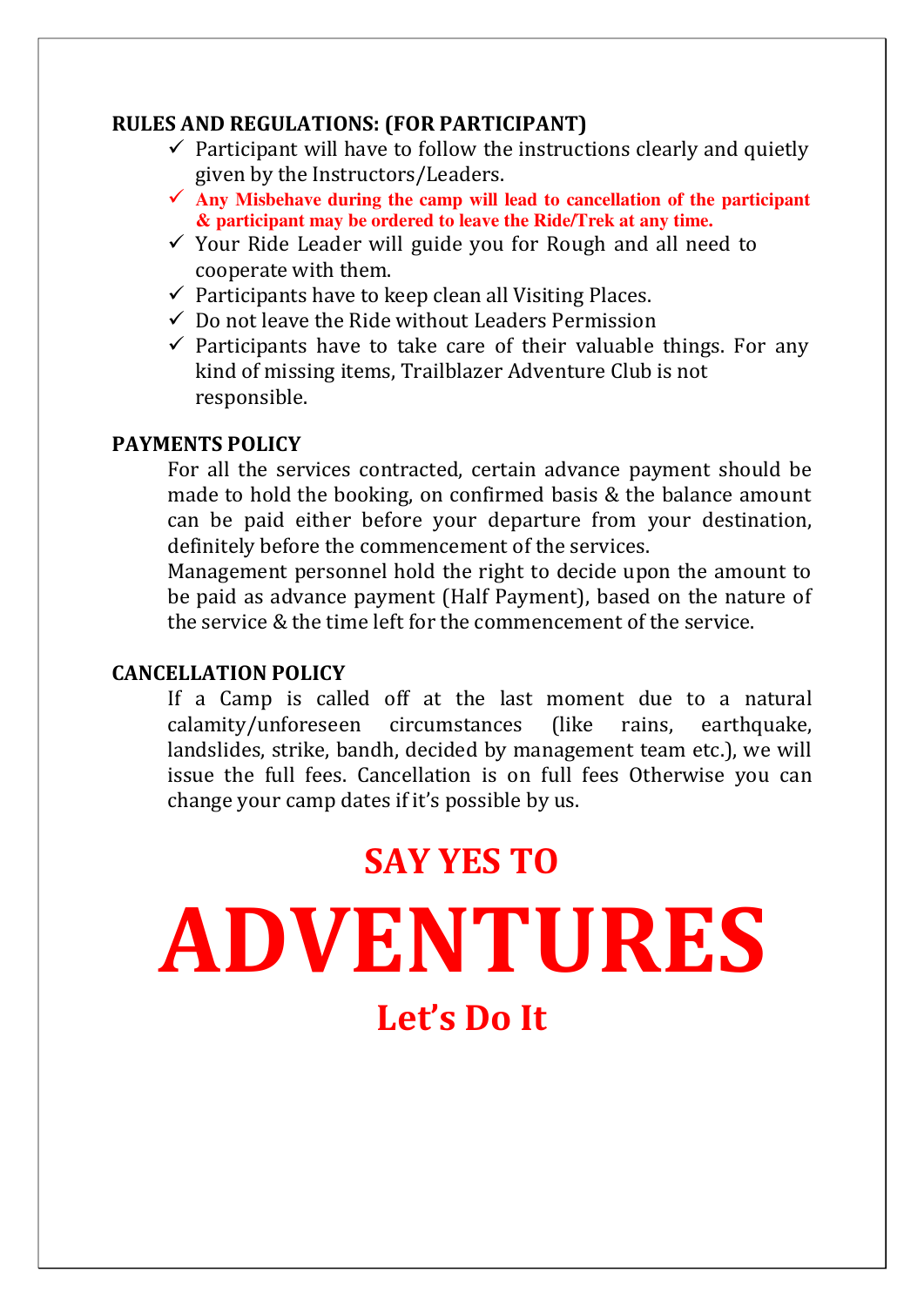**RULES AND REGULATIONS: (FOR PARTICIPANT)**

- ✓ Participant will have to follow the instructions clearly and quietly given by the Instructors/Leaders.
- ✓ **Any Misbehave during the camp will lead to cancellation of the participant & participant may be ordered to leave the Ride/Trek at any time.**
- ✓ Your Ride Leader will guide you for Rough and all need to cooperate with them.
- ✓ Participants have to keep clean all Visiting Places.
- ✓ Do not leave the Ride without Leaders Permission
- ✓ Participants have to take care of their valuable things. For any kind of missing items, Trailblazer Adventure Club is not responsible.

**PAYMENTS POLICY**

For all the services contracted, certain advance payment should be made to hold the booking, on confirmed basis & the balance amount can be paid either before your departure from your destination, definitely before the commencement of the services.

Management personnel hold the right to decide upon the amount to be paid as advance payment (Half Payment), based on the nature of the service & the time left for the commencement of the service.

**CANCELLATION POLICY**

If a Camp is called off at the last moment due to a natural calamity/unforeseen circumstances (like rains, earthquake, landslides, strike, bandh, decided by management team etc.), we will issue the full fees. Cancellation is on full fees Otherwise you can change your camp dates if it's possible by us.

## SAY YES TO

# ADVENTURES

## Let's Do It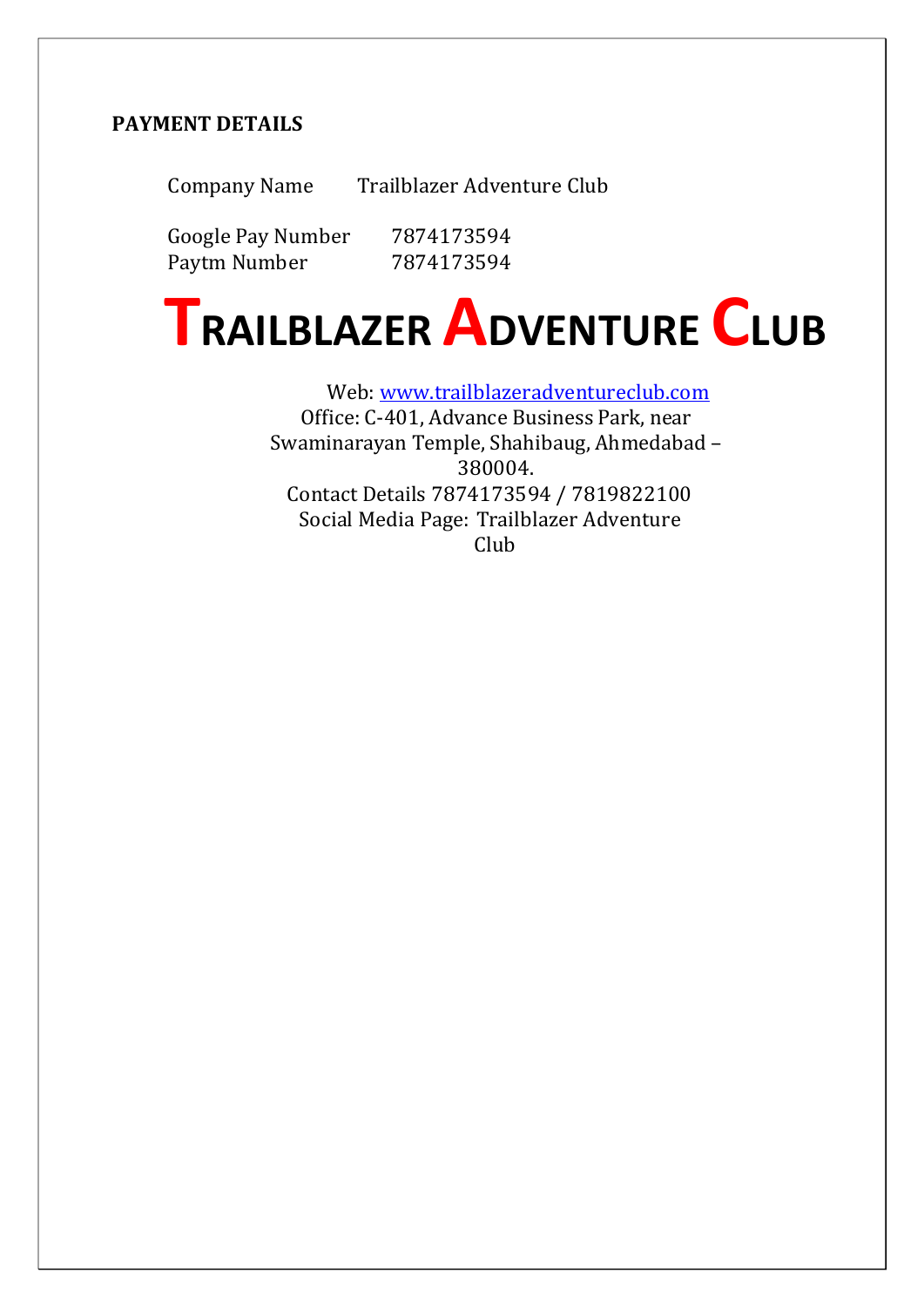**PAYMENT DETAILS**

| | |
|---|---|
| Company Name | Trailblazer Adventure Club |
| Google Pay Number | 7874173594 |
| Paytm Number | 7874173594 |

# TRAILBLAZER ADVENTURE CLUB

Web: www.trailblazeradventureclub.com
Office: C-401, Advance Business Park, near Swaminarayan Temple, Shahibaug, Ahmedabad – 380004.
Contact Details 7874173594 / 7819822100
Social Media Page: Trailblazer Adventure Club